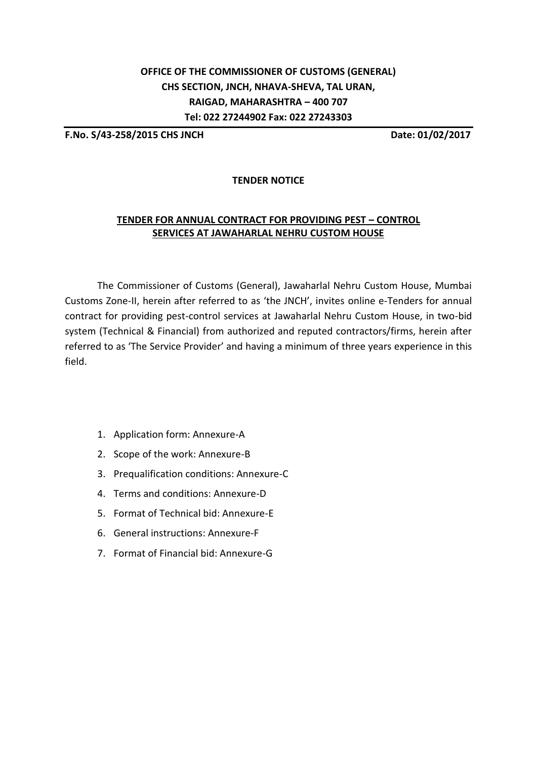**OFFICE OF THE COMMISSIONER OF CUSTOMS (GENERAL)**
**CHS SECTION, JNCH, NHAVA-SHEVA, TAL URAN,**
**RAIGAD, MAHARASHTRA – 400 707**
**Tel: 022 27244902 Fax: 022 27243303**

---

**F.No. S/43-258/2015 CHS JNCH** **Date: 01/02/2017**

## TENDER NOTICE

### TENDER FOR ANNUAL CONTRACT FOR PROVIDING PEST – CONTROL SERVICES AT JAWAHARLAL NEHRU CUSTOM HOUSE

The Commissioner of Customs (General), Jawaharlal Nehru Custom House, Mumbai Customs Zone-II, herein after referred to as 'the JNCH', invites online e-Tenders for annual contract for providing pest-control services at Jawaharlal Nehru Custom House, in two-bid system (Technical & Financial) from authorized and reputed contractors/firms, herein after referred to as 'The Service Provider' and having a minimum of three years experience in this field.

1. Application form: Annexure-A
2. Scope of the work: Annexure-B
3. Prequalification conditions: Annexure-C
4. Terms and conditions: Annexure-D
5. Format of Technical bid: Annexure-E
6. General instructions: Annexure-F
7. Format of Financial bid: Annexure-G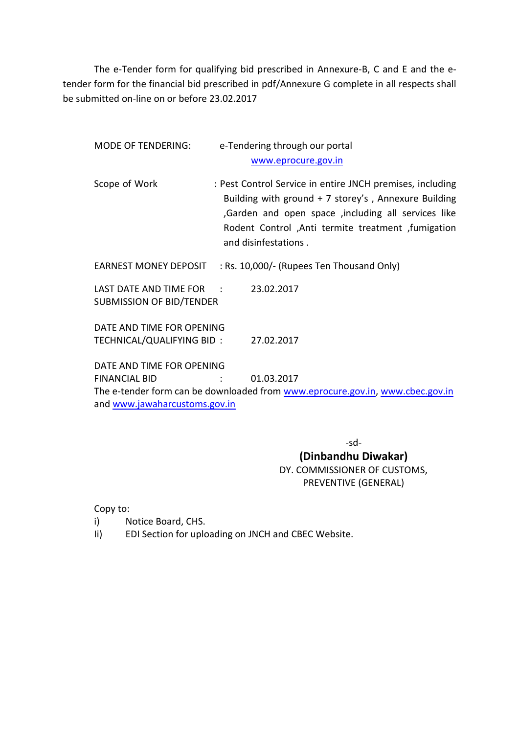The e-Tender form for qualifying bid prescribed in Annexure-B, C and E and the e-tender form for the financial bid prescribed in pdf/Annexure G complete in all respects shall be submitted on-line on or before 23.02.2017

MODE OF TENDERING: e-Tendering through our portal www.eprocure.gov.in

Scope of Work : Pest Control Service in entire JNCH premises, including Building with ground + 7 storey's , Annexure Building ,Garden and open space ,including all services like Rodent Control ,Anti termite treatment ,fumigation and disinfestations .

EARNEST MONEY DEPOSIT : Rs. 10,000/- (Rupees Ten Thousand Only)

LAST DATE AND TIME FOR SUBMISSION OF BID/TENDER : 23.02.2017

DATE AND TIME FOR OPENING TECHNICAL/QUALIFYING BID : 27.02.2017

DATE AND TIME FOR OPENING FINANCIAL BID : 01.03.2017

The e-tender form can be downloaded from www.eprocure.gov.in, www.cbec.gov.in and www.jawaharcustoms.gov.in

-sd-

**(Dinbandhu Diwakar)**
DY. COMMISSIONER OF CUSTOMS,
PREVENTIVE (GENERAL)

Copy to:

i) Notice Board, CHS.
Ii) EDI Section for uploading on JNCH and CBEC Website.